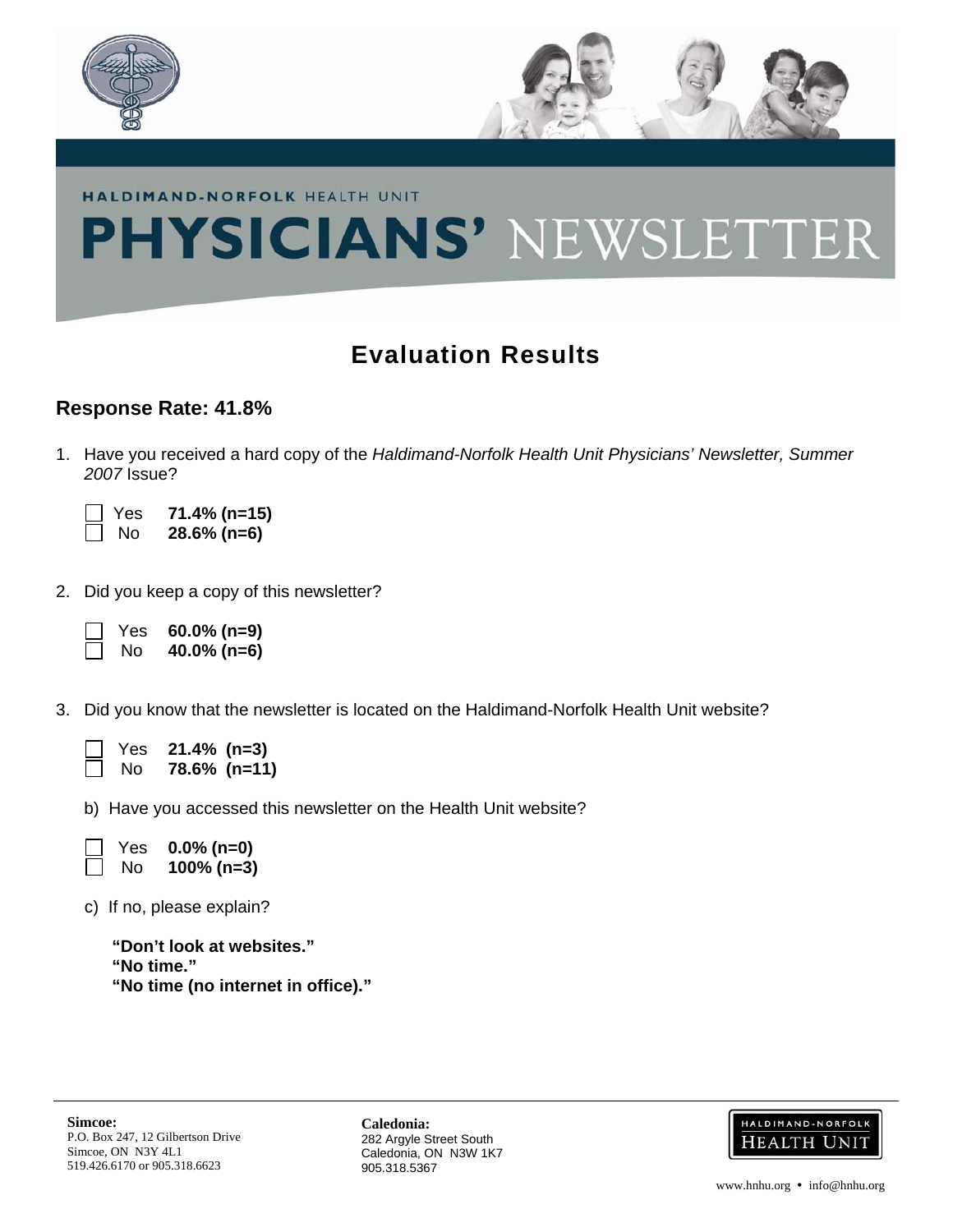HALDIMAND-NORFOLK HEALTH UNIT

# PHYSICIANS' NEWSLETTER

## Evaluation Results

### Response Rate: 41.8%

1. Have you received a hard copy of the *Haldimand-Norfolk Health Unit Physicians' Newsletter, Summer 2007* Issue?

   - [ ] Yes **71.4% (n=15)**
   - [ ] No **28.6% (n=6)**

2. Did you keep a copy of this newsletter?

   - [ ] Yes **60.0% (n=9)**
   - [ ] No **40.0% (n=6)**

3. Did you know that the newsletter is located on the Haldimand-Norfolk Health Unit website?

   - [ ] Yes **21.4% (n=3)**
   - [ ] No **78.6% (n=11)**

   b) Have you accessed this newsletter on the Health Unit website?

   - [ ] Yes **0.0% (n=0)**
   - [ ] No **100% (n=3)**

   c) If no, please explain?

   **"Don't look at websites."**
   **"No time."**
   **"No time (no internet in office)."**

**Simcoe:**
P.O. Box 247, 12 Gilbertson Drive
Simcoe, ON N3Y 4L1
519.426.6170 or 905.318.6623

**Caledonia:**
282 Argyle Street South
Caledonia, ON N3W 1K7
905.318.5367

HALDIMAND-NORFOLK HEALTH UNIT

www.hnhu.org • info@hnhu.org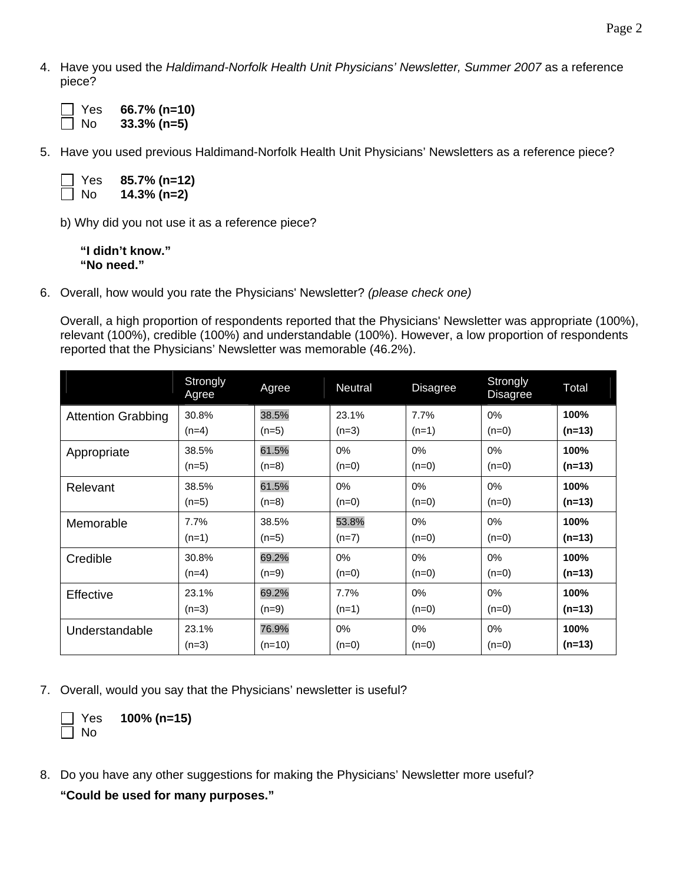4. Have you used the *Haldimand-Norfolk Health Unit Physicians' Newsletter, Summer 2007* as a reference piece?

   - [ ] Yes **66.7% (n=10)**
   - [ ] No **33.3% (n=5)**

5. Have you used previous Haldimand-Norfolk Health Unit Physicians' Newsletters as a reference piece?

   - [ ] Yes **85.7% (n=12)**
   - [ ] No **14.3% (n=2)**

   b) Why did you not use it as a reference piece?

   **"I didn't know."**
   **"No need."**

6. Overall, how would you rate the Physicians' Newsletter? *(please check one)*

   Overall, a high proportion of respondents reported that the Physicians' Newsletter was appropriate (100%), relevant (100%), credible (100%) and understandable (100%). However, a low proportion of respondents reported that the Physicians' Newsletter was memorable (46.2%).

| | Strongly Agree | Agree | Neutral | Disagree | Strongly Disagree | Total |
|---|---|---|---|---|---|---|
| Attention Grabbing | 30.8% (n=4) | 38.5% (n=5) | 23.1% (n=3) | 7.7% (n=1) | 0% (n=0) | **100% (n=13)** |
| Appropriate | 38.5% (n=5) | 61.5% (n=8) | 0% (n=0) | 0% (n=0) | 0% (n=0) | **100% (n=13)** |
| Relevant | 38.5% (n=5) | 61.5% (n=8) | 0% (n=0) | 0% (n=0) | 0% (n=0) | **100% (n=13)** |
| Memorable | 7.7% (n=1) | 38.5% (n=5) | 53.8% (n=7) | 0% (n=0) | 0% (n=0) | **100% (n=13)** |
| Credible | 30.8% (n=4) | 69.2% (n=9) | 0% (n=0) | 0% (n=0) | 0% (n=0) | **100% (n=13)** |
| Effective | 23.1% (n=3) | 69.2% (n=9) | 7.7% (n=1) | 0% (n=0) | 0% (n=0) | **100% (n=13)** |
| Understandable | 23.1% (n=3) | 76.9% (n=10) | 0% (n=0) | 0% (n=0) | 0% (n=0) | **100% (n=13)** |

7. Overall, would you say that the Physicians' newsletter is useful?

   - [ ] Yes **100% (n=15)**
   - [ ] No

8. Do you have any other suggestions for making the Physicians' Newsletter more useful?

   **"Could be used for many purposes."**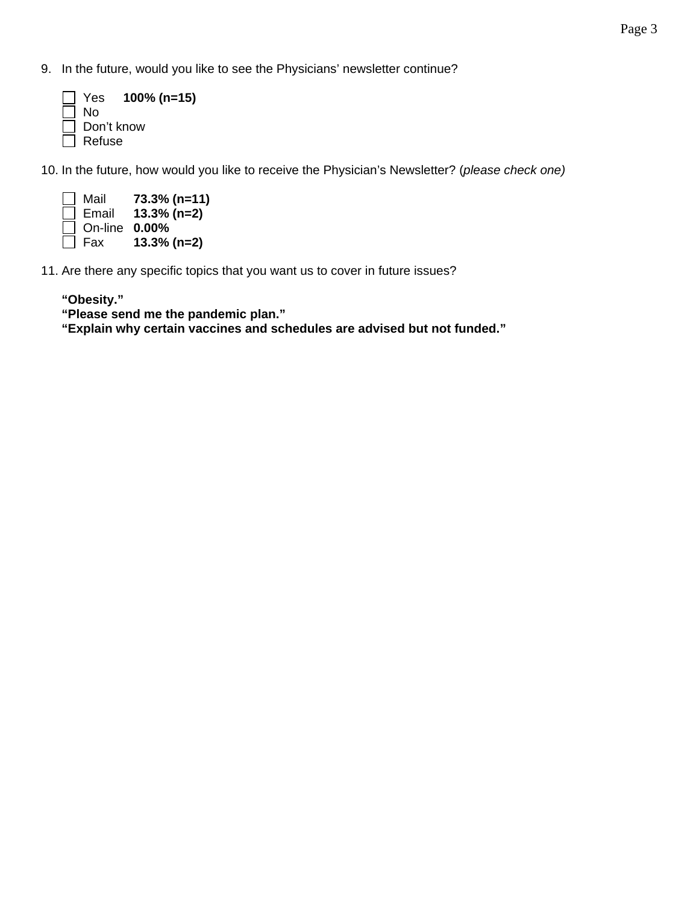9. In the future, would you like to see the Physicians' newsletter continue?

   - [ ] Yes **100% (n=15)**
   - [ ] No
   - [ ] Don't know
   - [ ] Refuse

10. In the future, how would you like to receive the Physician's Newsletter? (*please check one)*

    - [ ] Mail **73.3% (n=11)**
    - [ ] Email **13.3% (n=2)**
    - [ ] On-line **0.00%**
    - [ ] Fax **13.3% (n=2)**

11. Are there any specific topics that you want us to cover in future issues?

    **"Obesity."**
    **"Please send me the pandemic plan."**
    **"Explain why certain vaccines and schedules are advised but not funded."**